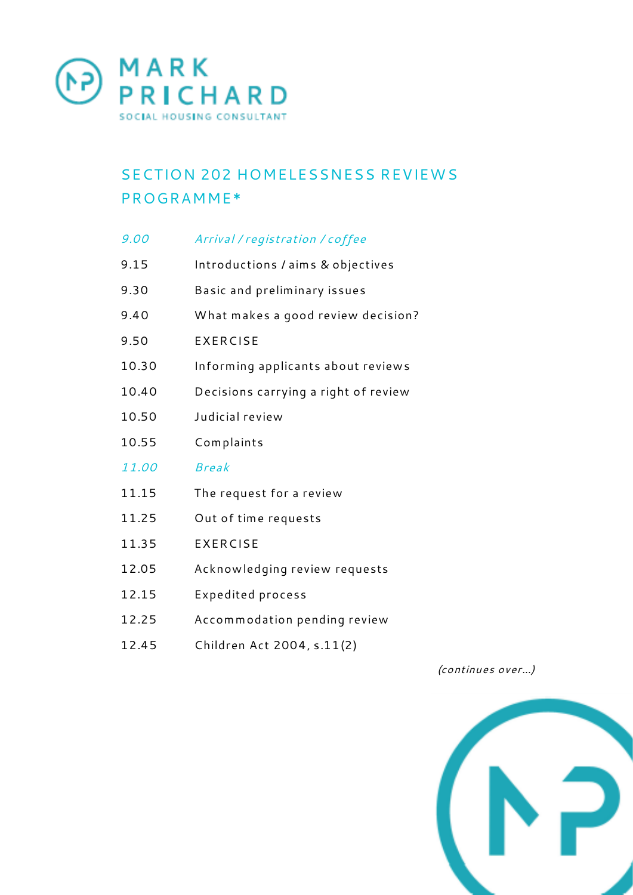MARK PRICHARD
SOCIAL HOUSING CONSULTANT

# SECTION 202 HOMELESSNESS REVIEWS PROGRAMME*

| | |
|---|---|
| *9.00* | *Arrival / registration / coffee* |
| 9.15 | Introductions / aims & objectives |
| 9.30 | Basic and preliminary issues |
| 9.40 | What makes a good review decision? |
| 9.50 | EXERCISE |
| 10.30 | Informing applicants about reviews |
| 10.40 | Decisions carrying a right of review |
| 10.50 | Judicial review |
| 10.55 | Complaints |
| *11.00* | *Break* |
| 11.15 | The request for a review |
| 11.25 | Out of time requests |
| 11.35 | EXERCISE |
| 12.05 | Acknowledging review requests |
| 12.15 | Expedited process |
| 12.25 | Accommodation pending review |
| 12.45 | Children Act 2004, s.11(2) |

*(continues over...)*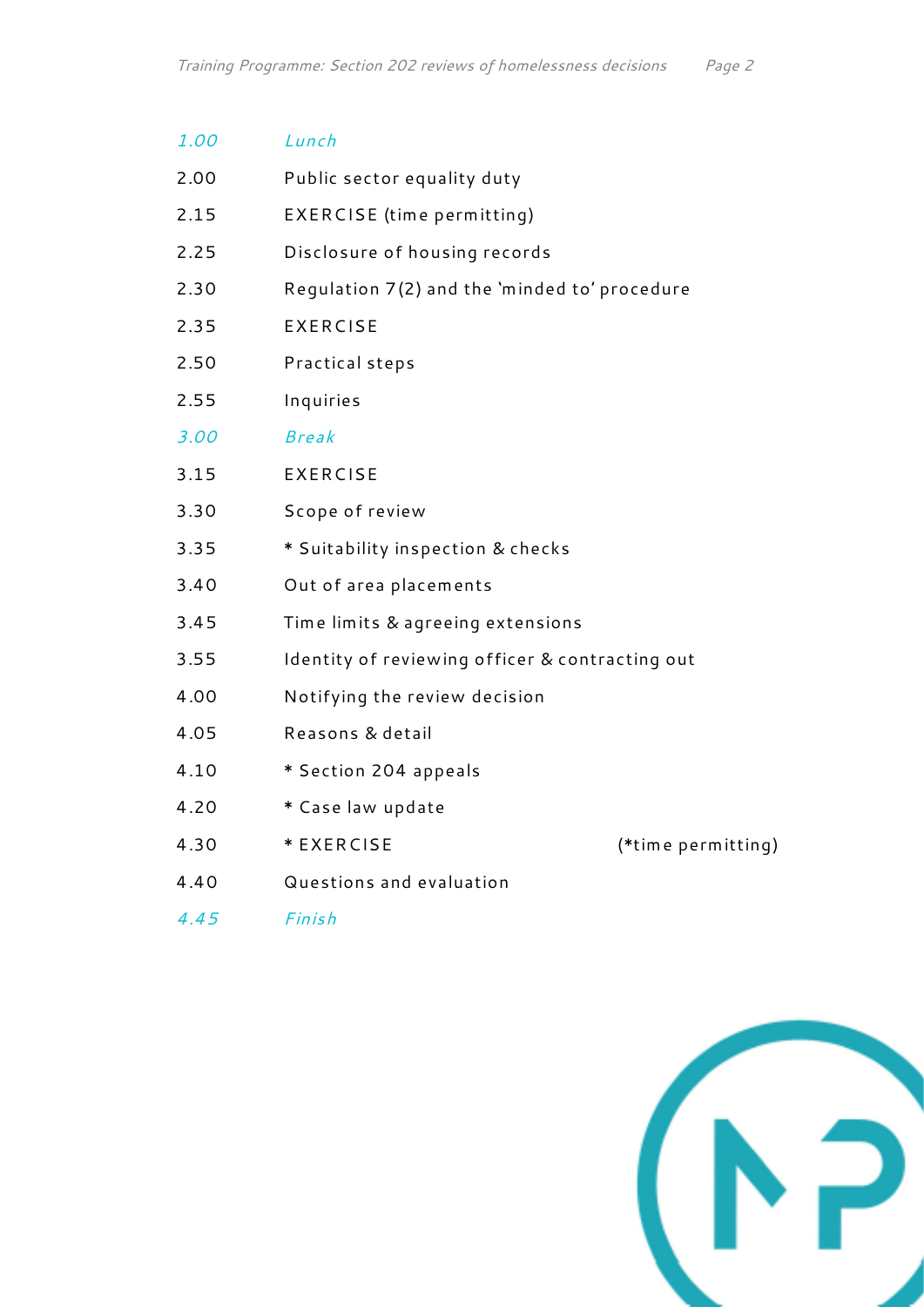| | |
|---|---|
| *1.00* | *Lunch* |
| 2.00 | Public sector equality duty |
| 2.15 | EXERCISE (time permitting) |
| 2.25 | Disclosure of housing records |
| 2.30 | Regulation 7(2) and the 'minded to' procedure |
| 2.35 | EXERCISE |
| 2.50 | Practical steps |
| 2.55 | Inquiries |
| *3.00* | *Break* |
| 3.15 | EXERCISE |
| 3.30 | Scope of review |
| 3.35 | * Suitability inspection & checks |
| 3.40 | Out of area placements |
| 3.45 | Time limits & agreeing extensions |
| 3.55 | Identity of reviewing officer & contracting out |
| 4.00 | Notifying the review decision |
| 4.05 | Reasons & detail |
| 4.10 | * Section 204 appeals |
| 4.20 | * Case law update |
| 4.30 | * EXERCISE (*time permitting) |
| 4.40 | Questions and evaluation |
| *4.45* | *Finish* |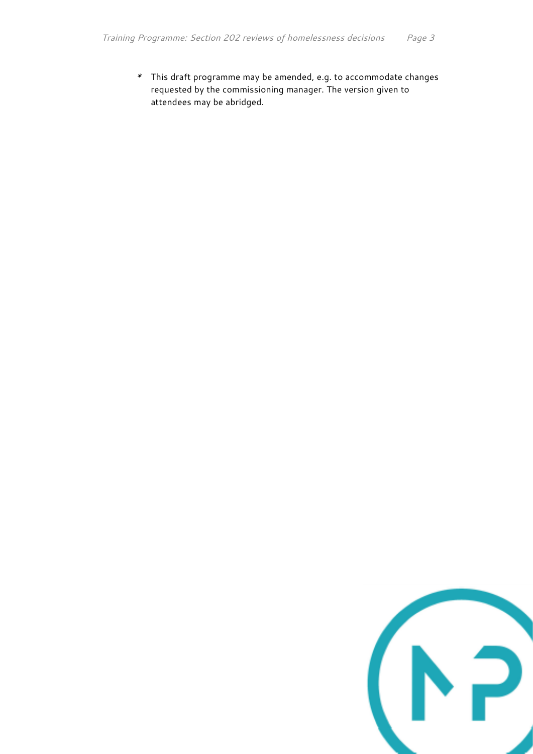\* This draft programme may be amended, e.g. to accommodate changes requested by the commissioning manager. The version given to attendees may be abridged.